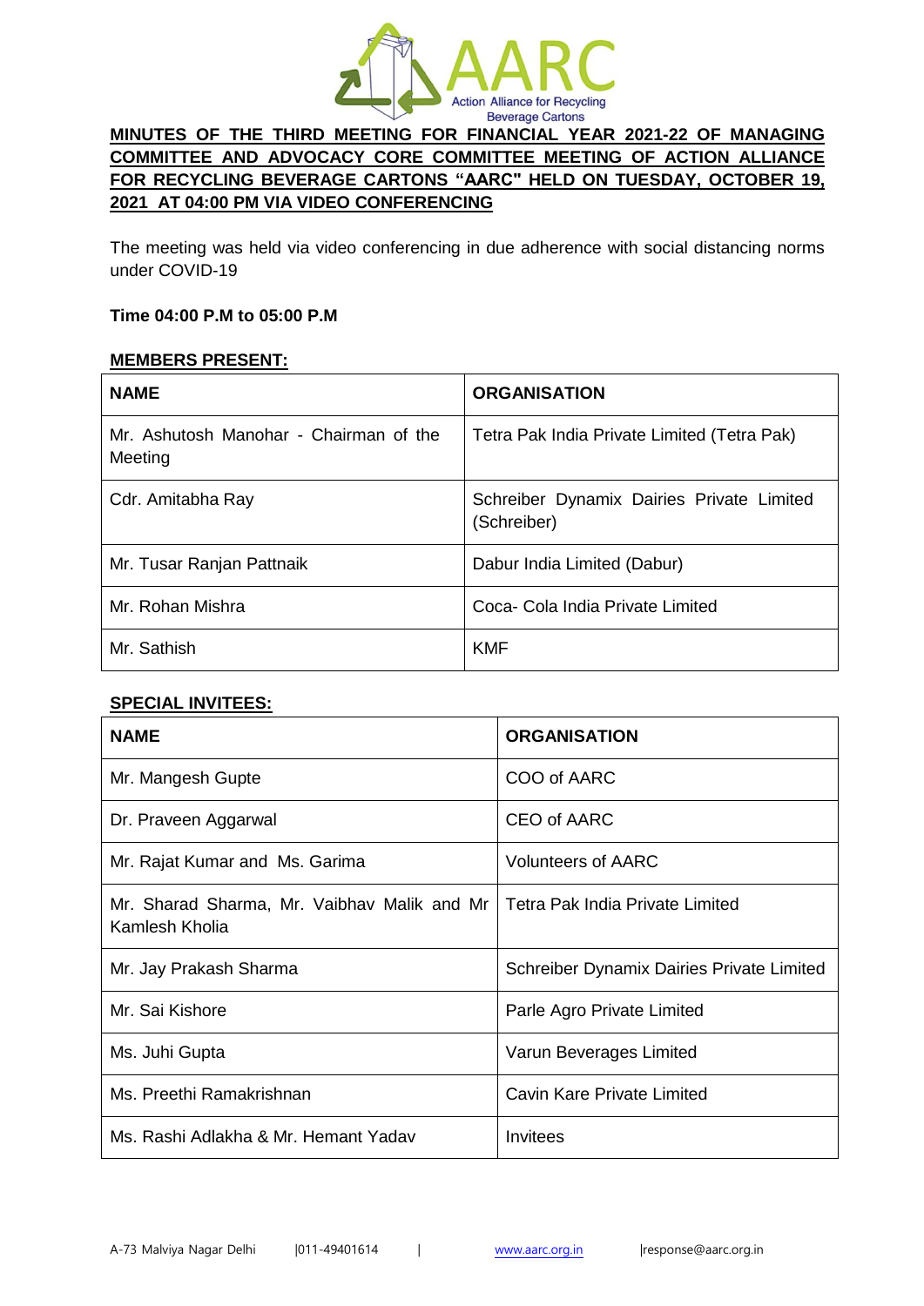**MINUTES OF THE THIRD MEETING FOR FINANCIAL YEAR 2021-22 OF MANAGING COMMITTEE AND ADVOCACY CORE COMMITTEE MEETING OF ACTION ALLIANCE FOR RECYCLING BEVERAGE CARTONS "AARC" HELD ON TUESDAY, OCTOBER 19, 2021 AT 04:00 PM VIA VIDEO CONFERENCING**

The meeting was held via video conferencing in due adherence with social distancing norms under COVID-19

**Time 04:00 P.M to 05:00 P.M**

**MEMBERS PRESENT:**

| NAME | ORGANISATION |
|---|---|
| Mr. Ashutosh Manohar - Chairman of the Meeting | Tetra Pak India Private Limited (Tetra Pak) |
| Cdr. Amitabha Ray | Schreiber Dynamix Dairies Private Limited (Schreiber) |
| Mr. Tusar Ranjan Pattnaik | Dabur India Limited (Dabur) |
| Mr. Rohan Mishra | Coca- Cola India Private Limited |
| Mr. Sathish | KMF |

**SPECIAL INVITEES:**

| NAME | ORGANISATION |
|---|---|
| Mr. Mangesh Gupte | COO of AARC |
| Dr. Praveen Aggarwal | CEO of AARC |
| Mr. Rajat Kumar and Ms. Garima | Volunteers of AARC |
| Mr. Sharad Sharma, Mr. Vaibhav Malik and Mr Kamlesh Kholia | Tetra Pak India Private Limited |
| Mr. Jay Prakash Sharma | Schreiber Dynamix Dairies Private Limited |
| Mr. Sai Kishore | Parle Agro Private Limited |
| Ms. Juhi Gupta | Varun Beverages Limited |
| Ms. Preethi Ramakrishnan | Cavin Kare Private Limited |
| Ms. Rashi Adlakha & Mr. Hemant Yadav | Invitees |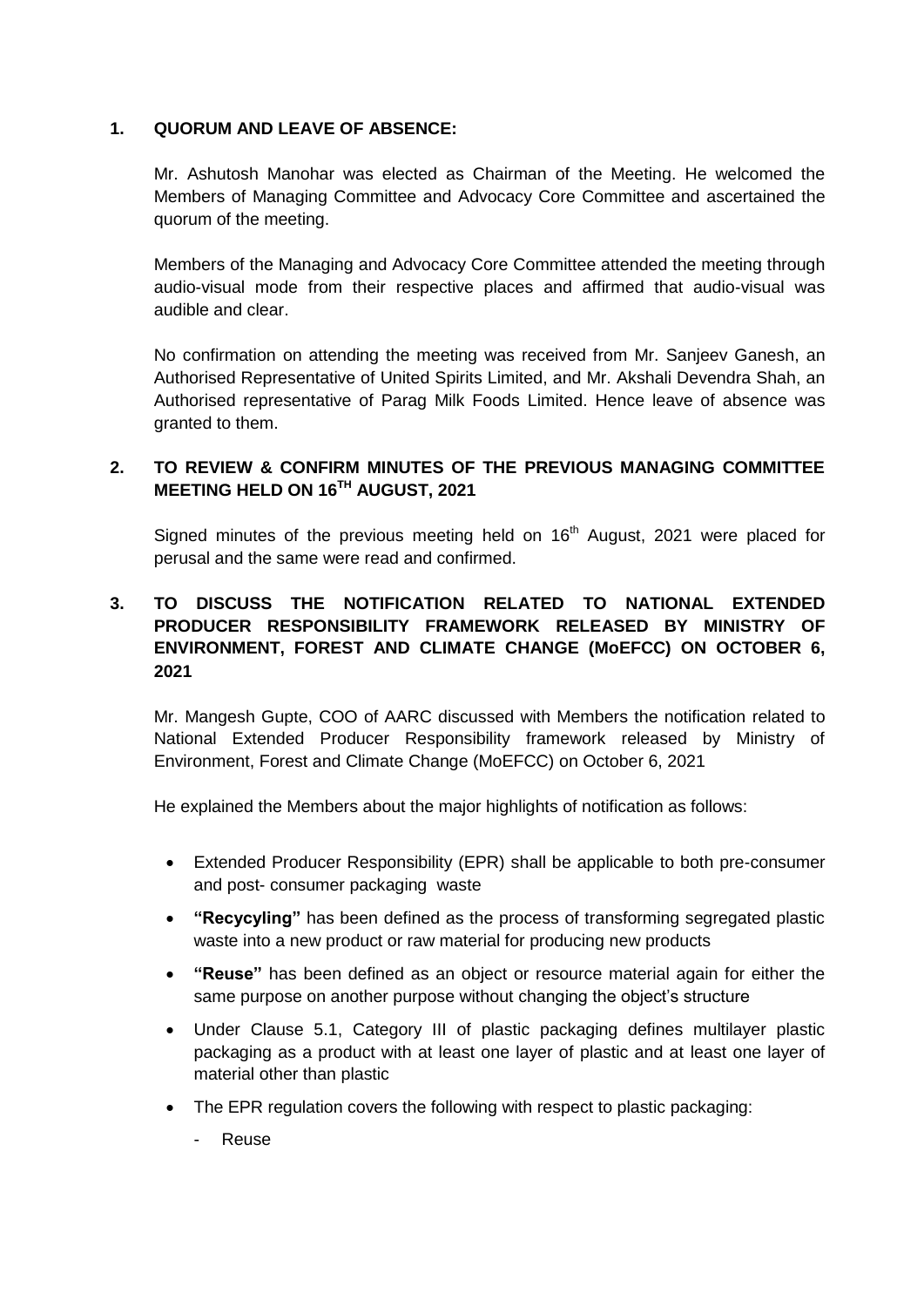## 1. QUORUM AND LEAVE OF ABSENCE:

Mr. Ashutosh Manohar was elected as Chairman of the Meeting. He welcomed the Members of Managing Committee and Advocacy Core Committee and ascertained the quorum of the meeting.

Members of the Managing and Advocacy Core Committee attended the meeting through audio-visual mode from their respective places and affirmed that audio-visual was audible and clear.

No confirmation on attending the meeting was received from Mr. Sanjeev Ganesh, an Authorised Representative of United Spirits Limited, and Mr. Akshali Devendra Shah, an Authorised representative of Parag Milk Foods Limited. Hence leave of absence was granted to them.

## 2. TO REVIEW & CONFIRM MINUTES OF THE PREVIOUS MANAGING COMMITTEE MEETING HELD ON 16TH AUGUST, 2021

Signed minutes of the previous meeting held on 16th August, 2021 were placed for perusal and the same were read and confirmed.

## 3. TO DISCUSS THE NOTIFICATION RELATED TO NATIONAL EXTENDED PRODUCER RESPONSIBILITY FRAMEWORK RELEASED BY MINISTRY OF ENVIRONMENT, FOREST AND CLIMATE CHANGE (MoEFCC) ON OCTOBER 6, 2021

Mr. Mangesh Gupte, COO of AARC discussed with Members the notification related to National Extended Producer Responsibility framework released by Ministry of Environment, Forest and Climate Change (MoEFCC) on October 6, 2021

He explained the Members about the major highlights of notification as follows:

- Extended Producer Responsibility (EPR) shall be applicable to both pre-consumer and post- consumer packaging waste
- **"Recycyling"** has been defined as the process of transforming segregated plastic waste into a new product or raw material for producing new products
- **"Reuse"** has been defined as an object or resource material again for either the same purpose on another purpose without changing the object's structure
- Under Clause 5.1, Category III of plastic packaging defines multilayer plastic packaging as a product with at least one layer of plastic and at least one layer of material other than plastic
- The EPR regulation covers the following with respect to plastic packaging:
  - Reuse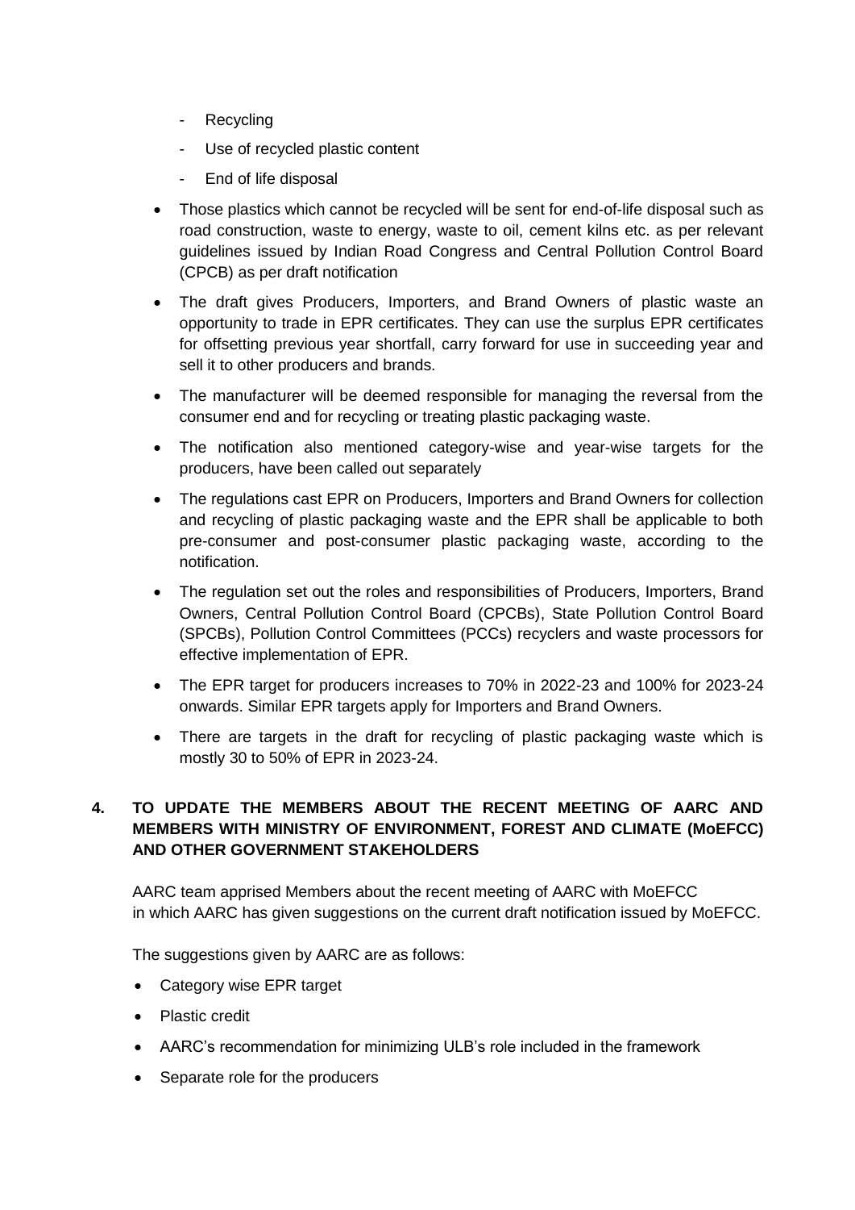- Recycling
  - Use of recycled plastic content
  - End of life disposal

- Those plastics which cannot be recycled will be sent for end-of-life disposal such as road construction, waste to energy, waste to oil, cement kilns etc. as per relevant guidelines issued by Indian Road Congress and Central Pollution Control Board (CPCB) as per draft notification
- The draft gives Producers, Importers, and Brand Owners of plastic waste an opportunity to trade in EPR certificates. They can use the surplus EPR certificates for offsetting previous year shortfall, carry forward for use in succeeding year and sell it to other producers and brands.
- The manufacturer will be deemed responsible for managing the reversal from the consumer end and for recycling or treating plastic packaging waste.
- The notification also mentioned category-wise and year-wise targets for the producers, have been called out separately
- The regulations cast EPR on Producers, Importers and Brand Owners for collection and recycling of plastic packaging waste and the EPR shall be applicable to both pre-consumer and post-consumer plastic packaging waste, according to the notification.
- The regulation set out the roles and responsibilities of Producers, Importers, Brand Owners, Central Pollution Control Board (CPCBs), State Pollution Control Board (SPCBs), Pollution Control Committees (PCCs) recyclers and waste processors for effective implementation of EPR.
- The EPR target for producers increases to 70% in 2022-23 and 100% for 2023-24 onwards. Similar EPR targets apply for Importers and Brand Owners.
- There are targets in the draft for recycling of plastic packaging waste which is mostly 30 to 50% of EPR in 2023-24.

## 4. TO UPDATE THE MEMBERS ABOUT THE RECENT MEETING OF AARC AND MEMBERS WITH MINISTRY OF ENVIRONMENT, FOREST AND CLIMATE (MoEFCC) AND OTHER GOVERNMENT STAKEHOLDERS

AARC team apprised Members about the recent meeting of AARC with MoEFCC in which AARC has given suggestions on the current draft notification issued by MoEFCC.

The suggestions given by AARC are as follows:

- Category wise EPR target
- Plastic credit
- AARC's recommendation for minimizing ULB's role included in the framework
- Separate role for the producers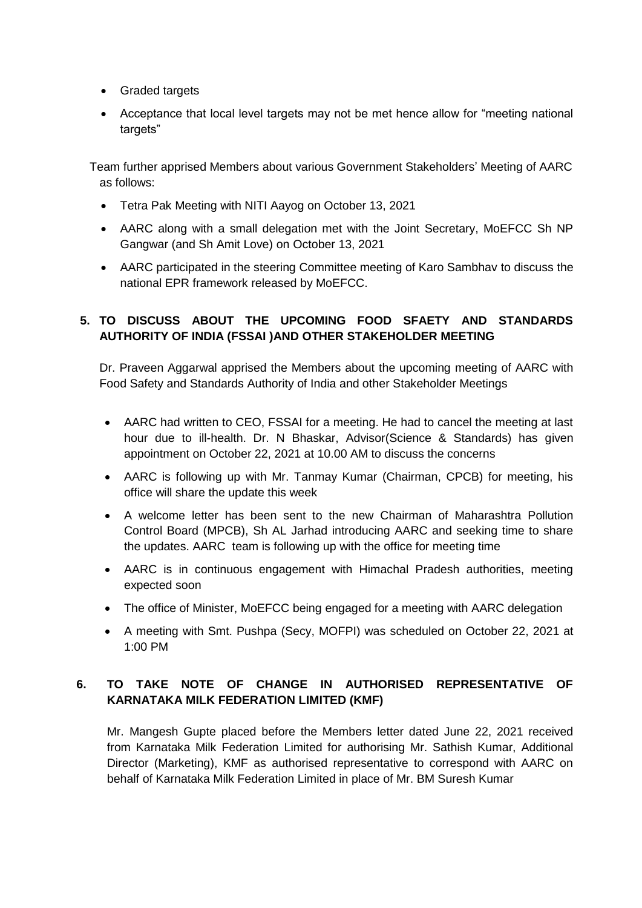- Graded targets
- Acceptance that local level targets may not be met hence allow for "meeting national targets"

Team further apprised Members about various Government Stakeholders' Meeting of AARC as follows:

- Tetra Pak Meeting with NITI Aayog on October 13, 2021
- AARC along with a small delegation met with the Joint Secretary, MoEFCC Sh NP Gangwar (and Sh Amit Love) on October 13, 2021
- AARC participated in the steering Committee meeting of Karo Sambhav to discuss the national EPR framework released by MoEFCC.

**5. TO DISCUSS ABOUT THE UPCOMING FOOD SFAETY AND STANDARDS AUTHORITY OF INDIA (FSSAI )AND OTHER STAKEHOLDER MEETING**

Dr. Praveen Aggarwal apprised the Members about the upcoming meeting of AARC with Food Safety and Standards Authority of India and other Stakeholder Meetings

- AARC had written to CEO, FSSAI for a meeting. He had to cancel the meeting at last hour due to ill-health. Dr. N Bhaskar, Advisor(Science & Standards) has given appointment on October 22, 2021 at 10.00 AM to discuss the concerns
- AARC is following up with Mr. Tanmay Kumar (Chairman, CPCB) for meeting, his office will share the update this week
- A welcome letter has been sent to the new Chairman of Maharashtra Pollution Control Board (MPCB), Sh AL Jarhad introducing AARC and seeking time to share the updates. AARC team is following up with the office for meeting time
- AARC is in continuous engagement with Himachal Pradesh authorities, meeting expected soon
- The office of Minister, MoEFCC being engaged for a meeting with AARC delegation
- A meeting with Smt. Pushpa (Secy, MOFPI) was scheduled on October 22, 2021 at 1:00 PM

**6. TO TAKE NOTE OF CHANGE IN AUTHORISED REPRESENTATIVE OF KARNATAKA MILK FEDERATION LIMITED (KMF)**

Mr. Mangesh Gupte placed before the Members letter dated June 22, 2021 received from Karnataka Milk Federation Limited for authorising Mr. Sathish Kumar, Additional Director (Marketing), KMF as authorised representative to correspond with AARC on behalf of Karnataka Milk Federation Limited in place of Mr. BM Suresh Kumar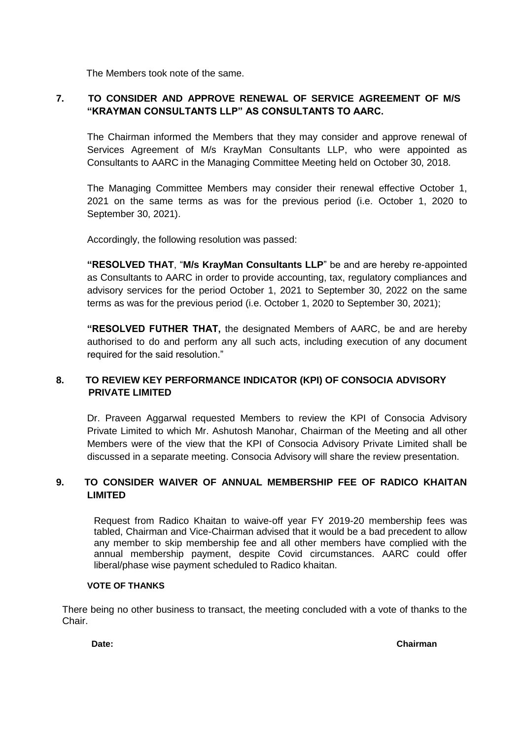The Members took note of the same.

## 7. TO CONSIDER AND APPROVE RENEWAL OF SERVICE AGREEMENT OF M/S "KRAYMAN CONSULTANTS LLP" AS CONSULTANTS TO AARC.

The Chairman informed the Members that they may consider and approve renewal of Services Agreement of M/s KrayMan Consultants LLP, who were appointed as Consultants to AARC in the Managing Committee Meeting held on October 30, 2018.

The Managing Committee Members may consider their renewal effective October 1, 2021 on the same terms as was for the previous period (i.e. October 1, 2020 to September 30, 2021).

Accordingly, the following resolution was passed:

**"RESOLVED THAT**, "**M/s KrayMan Consultants LLP**" be and are hereby re-appointed as Consultants to AARC in order to provide accounting, tax, regulatory compliances and advisory services for the period October 1, 2021 to September 30, 2022 on the same terms as was for the previous period (i.e. October 1, 2020 to September 30, 2021);

**"RESOLVED FUTHER THAT,** the designated Members of AARC, be and are hereby authorised to do and perform any all such acts, including execution of any document required for the said resolution."

## 8. TO REVIEW KEY PERFORMANCE INDICATOR (KPI) OF CONSOCIA ADVISORY PRIVATE LIMITED

Dr. Praveen Aggarwal requested Members to review the KPI of Consocia Advisory Private Limited to which Mr. Ashutosh Manohar, Chairman of the Meeting and all other Members were of the view that the KPI of Consocia Advisory Private Limited shall be discussed in a separate meeting. Consocia Advisory will share the review presentation.

## 9. TO CONSIDER WAIVER OF ANNUAL MEMBERSHIP FEE OF RADICO KHAITAN LIMITED

Request from Radico Khaitan to waive-off year FY 2019-20 membership fees was tabled, Chairman and Vice-Chairman advised that it would be a bad precedent to allow any member to skip membership fee and all other members have complied with the annual membership payment, despite Covid circumstances. AARC could offer liberal/phase wise payment scheduled to Radico khaitan.

**VOTE OF THANKS**

There being no other business to transact, the meeting concluded with a vote of thanks to the Chair.

**Date:** **Chairman**